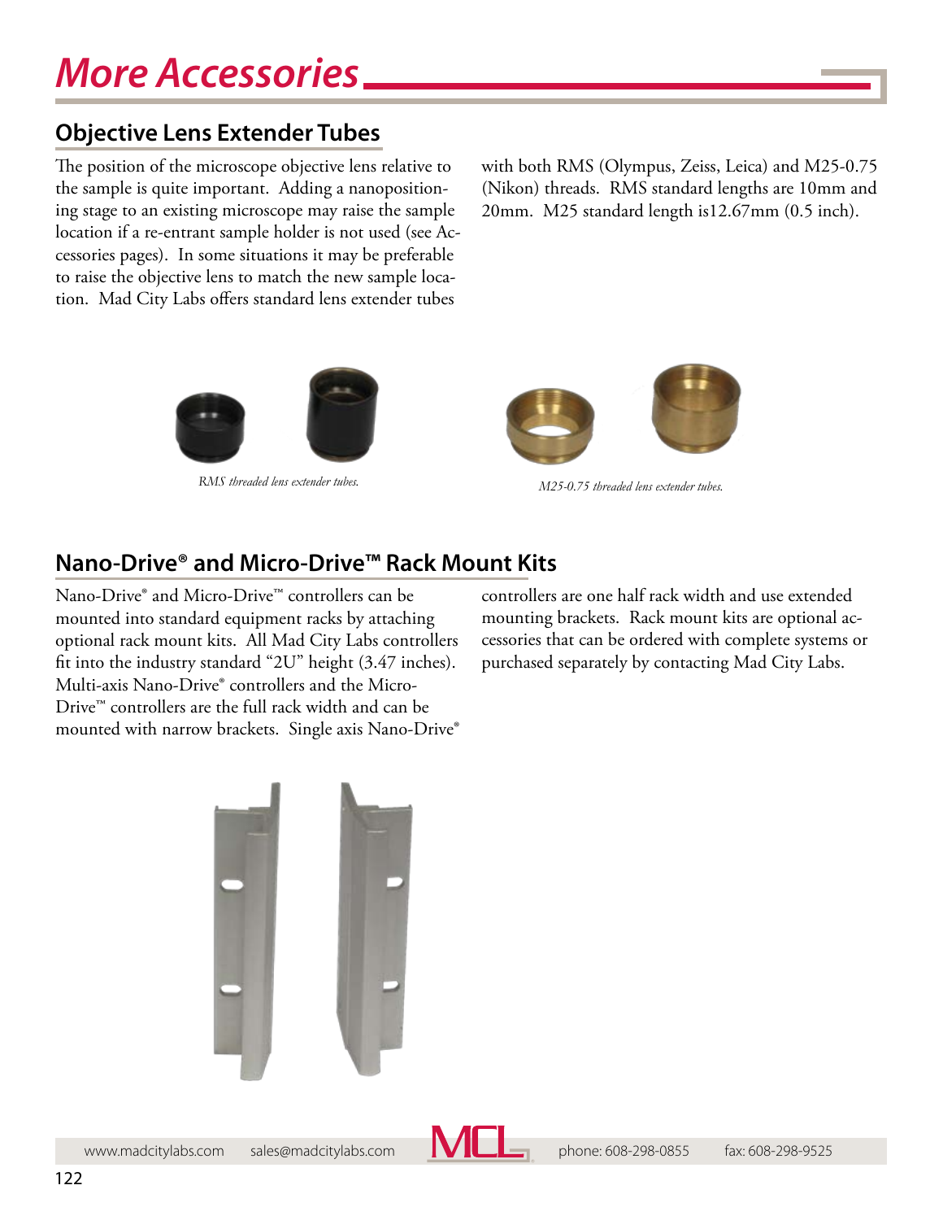# More Accessories

## Objective Lens Extender Tubes

The position of the microscope objective lens relative to the sample is quite important. Adding a nanopositioning stage to an existing microscope may raise the sample location if a re-entrant sample holder is not used (see Accessories pages). In some situations it may be preferable to raise the objective lens to match the new sample location. Mad City Labs offers standard lens extender tubes with both RMS (Olympus, Zeiss, Leica) and M25-0.75 (Nikon) threads. RMS standard lengths are 10mm and 20mm. M25 standard length is12.67mm (0.5 inch).

*RMS threaded lens extender tubes.*

*M25-0.75 threaded lens extender tubes.*

## Nano-Drive® and Micro-Drive™ Rack Mount Kits

Nano-Drive® and Micro-Drive™ controllers can be mounted into standard equipment racks by attaching optional rack mount kits. All Mad City Labs controllers fit into the industry standard "2U" height (3.47 inches). Multi-axis Nano-Drive® controllers and the Micro-Drive™ controllers are the full rack width and can be mounted with narrow brackets. Single axis Nano-Drive® controllers are one half rack width and use extended mounting brackets. Rack mount kits are optional accessories that can be ordered with complete systems or purchased separately by contacting Mad City Labs.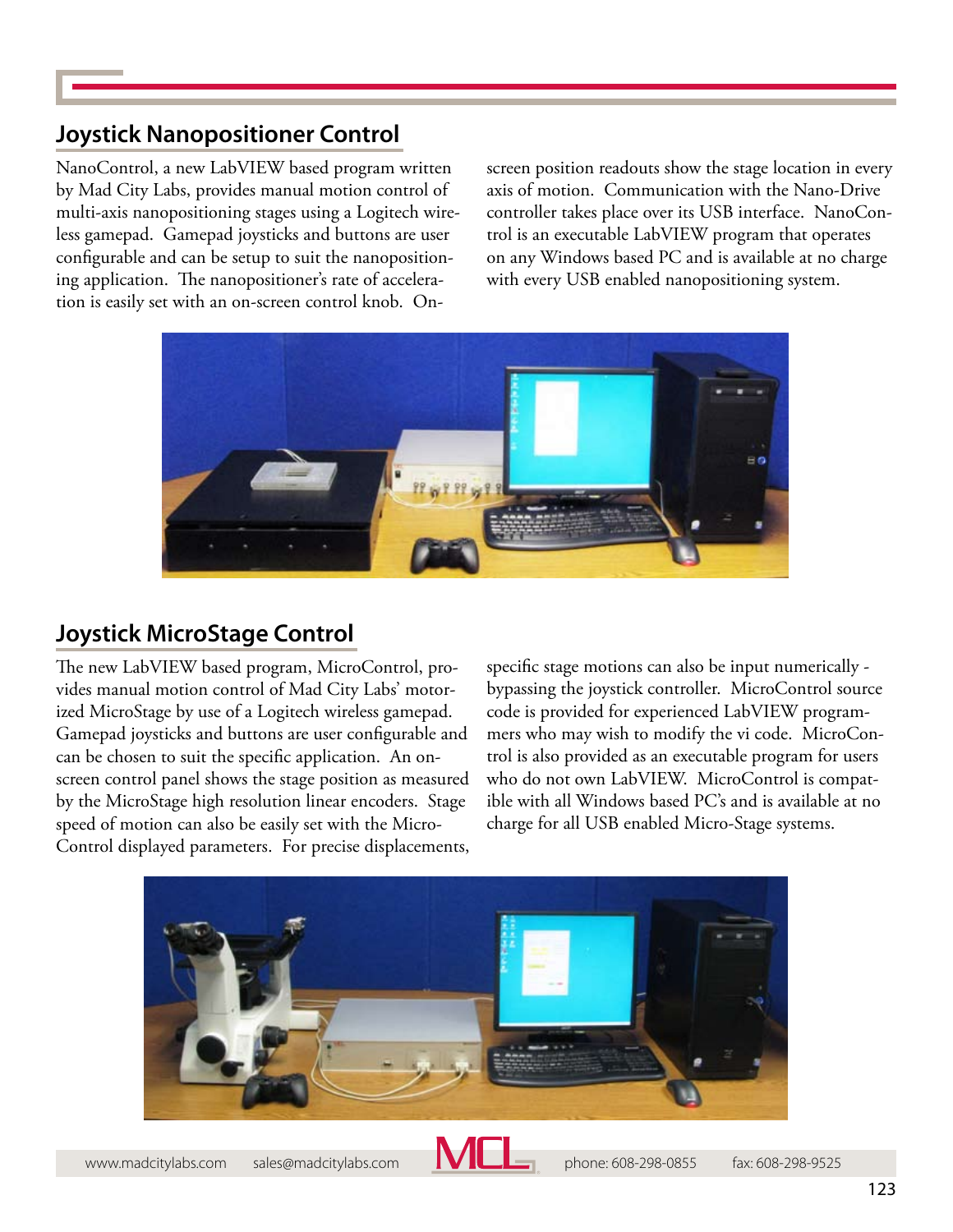## Joystick Nanopositioner Control

NanoControl, a new LabVIEW based program written by Mad City Labs, provides manual motion control of multi-axis nanopositioning stages using a Logitech wireless gamepad. Gamepad joysticks and buttons are user configurable and can be setup to suit the nanopositioning application. The nanopositioner's rate of acceleration is easily set with an on-screen control knob. On-screen position readouts show the stage location in every axis of motion. Communication with the Nano-Drive controller takes place over its USB interface. NanoControl is an executable LabVIEW program that operates on any Windows based PC and is available at no charge with every USB enabled nanopositioning system.

## Joystick MicroStage Control

The new LabVIEW based program, MicroControl, provides manual motion control of Mad City Labs' motorized MicroStage by use of a Logitech wireless gamepad. Gamepad joysticks and buttons are user configurable and can be chosen to suit the specific application. An on-screen control panel shows the stage position as measured by the MicroStage high resolution linear encoders. Stage speed of motion can also be easily set with the MicroControl displayed parameters. For precise displacements, specific stage motions can also be input numerically - bypassing the joystick controller. MicroControl source code is provided for experienced LabVIEW programmers who may wish to modify the vi code. MicroControl is also provided as an executable program for users who do not own LabVIEW. MicroControl is compatible with all Windows based PC's and is available at no charge for all USB enabled Micro-Stage systems.